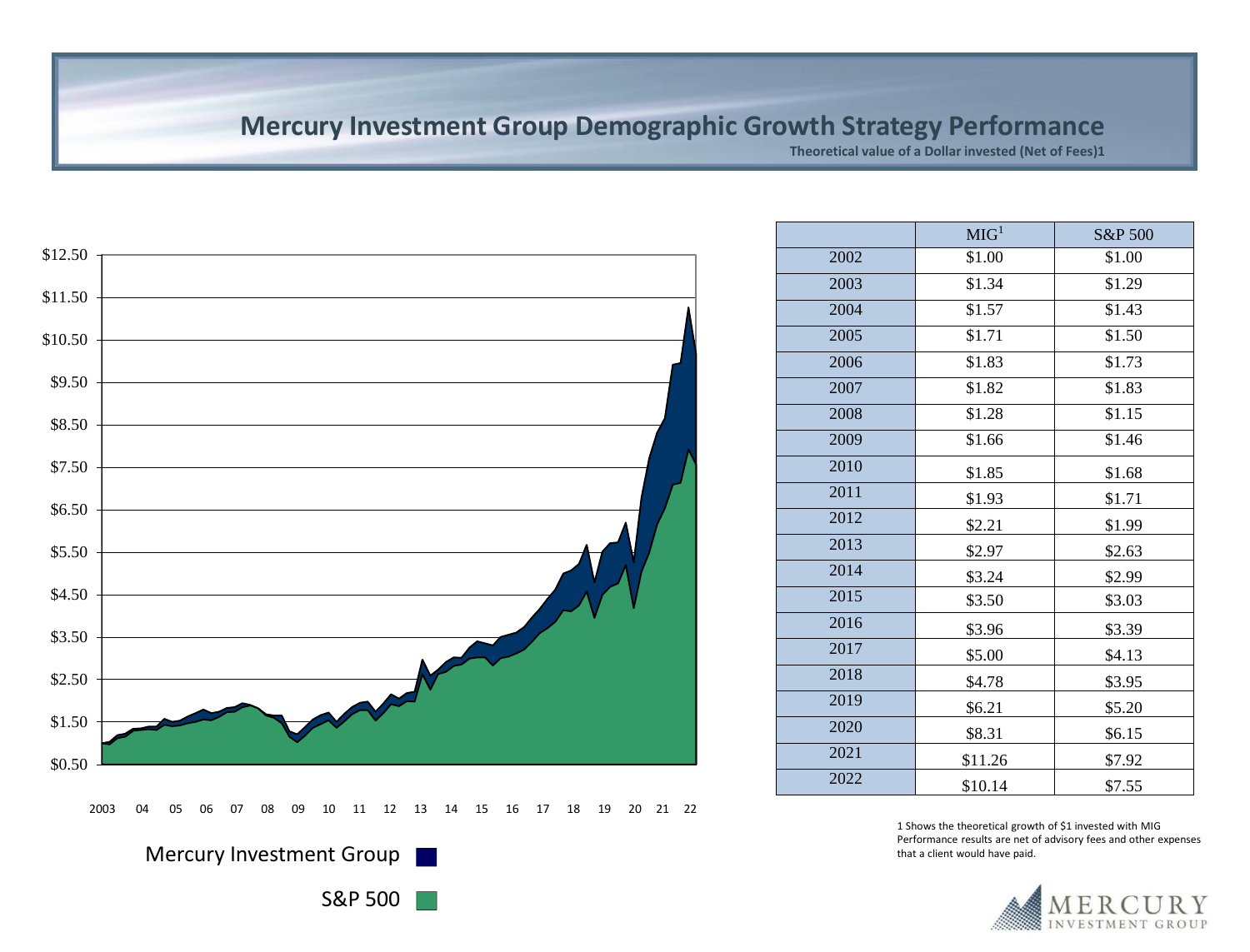# Mercury Investment Group Demographic Growth Strategy Performance

**Theoretical value of a Dollar invested (Net of Fees)1**

$12.50
$11.50
$10.50
$9.50
$8.50
$7.50
$6.50
$5.50
$4.50
$3.50
$2.50
$1.50
$0.50

2003 04 05 06 07 08 09 10 11 12 13 14 15 16 17 18 19 20 21 22

Mercury Investment Group

S&P 500

| | MIG[1] | S&P 500 |
|---|---|---|
| 2002 | $1.00 | $1.00 |
| 2003 | $1.34 | $1.29 |
| 2004 | $1.57 | $1.43 |
| 2005 | $1.71 | $1.50 |
| 2006 | $1.83 | $1.73 |
| 2007 | $1.82 | $1.83 |
| 2008 | $1.28 | $1.15 |
| 2009 | $1.66 | $1.46 |
| 2010 | $1.85 | $1.68 |
| 2011 | $1.93 | $1.71 |
| 2012 | $2.21 | $1.99 |
| 2013 | $2.97 | $2.63 |
| 2014 | $3.24 | $2.99 |
| 2015 | $3.50 | $3.03 |
| 2016 | $3.96 | $3.39 |
| 2017 | $5.00 | $4.13 |
| 2018 | $4.78 | $3.95 |
| 2019 | $6.21 | $5.20 |
| 2020 | $8.31 | $6.15 |
| 2021 | $11.26 | $7.92 |
| 2022 | $10.14 | $7.55 |

1 Shows the theoretical growth of $1 invested with MIG Performance results are net of advisory fees and other expenses that a client would have paid.

MERCURY INVESTMENT GROUP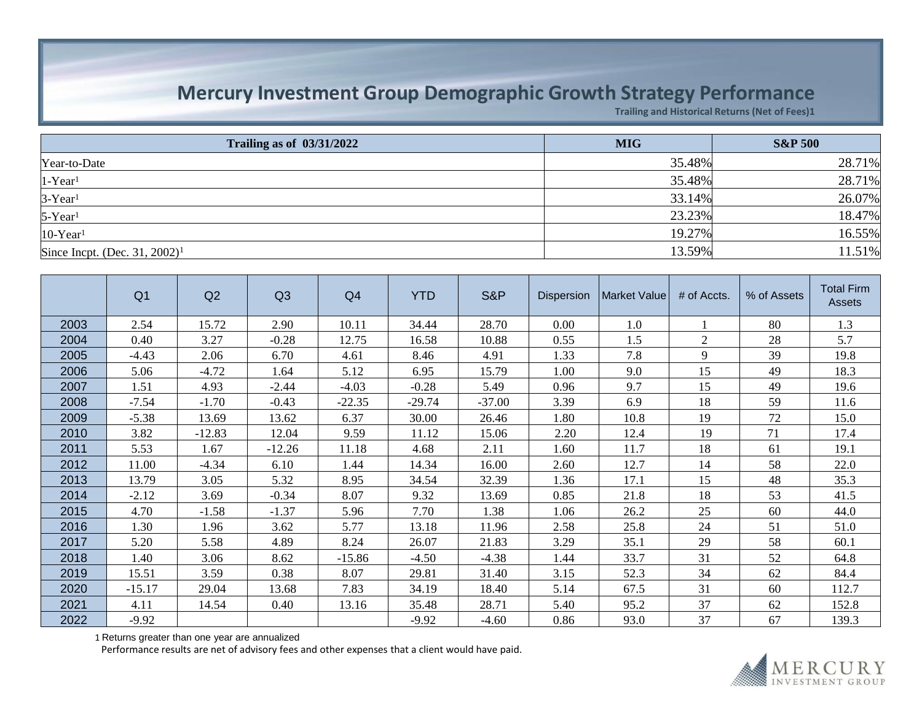# Mercury Investment Group Demographic Growth Strategy Performance

**Trailing and Historical Returns (Net of Fees)1**

| Trailing as of 03/31/2022 | MIG | S&P 500 |
|---|---|---|
| Year-to-Date | 35.48% | 28.71% |
| 1-Year[1] | 35.48% | 28.71% |
| 3-Year[1] | 33.14% | 26.07% |
| 5-Year[1] | 23.23% | 18.47% |
| 10-Year[1] | 19.27% | 16.55% |
| Since Incpt. (Dec. 31, 2002)[1] | 13.59% | 11.51% |

| | Q1 | Q2 | Q3 | Q4 | YTD | S&P | Dispersion | Market Value | # of Accts. | % of Assets | Total Firm Assets |
|---|---|---|---|---|---|---|---|---|---|---|---|
| 2003 | 2.54 | 15.72 | 2.90 | 10.11 | 34.44 | 28.70 | 0.00 | 1.0 | 1 | 80 | 1.3 |
| 2004 | 0.40 | 3.27 | -0.28 | 12.75 | 16.58 | 10.88 | 0.55 | 1.5 | 2 | 28 | 5.7 |
| 2005 | -4.43 | 2.06 | 6.70 | 4.61 | 8.46 | 4.91 | 1.33 | 7.8 | 9 | 39 | 19.8 |
| 2006 | 5.06 | -4.72 | 1.64 | 5.12 | 6.95 | 15.79 | 1.00 | 9.0 | 15 | 49 | 18.3 |
| 2007 | 1.51 | 4.93 | -2.44 | -4.03 | -0.28 | 5.49 | 0.96 | 9.7 | 15 | 49 | 19.6 |
| 2008 | -7.54 | -1.70 | -0.43 | -22.35 | -29.74 | -37.00 | 3.39 | 6.9 | 18 | 59 | 11.6 |
| 2009 | -5.38 | 13.69 | 13.62 | 6.37 | 30.00 | 26.46 | 1.80 | 10.8 | 19 | 72 | 15.0 |
| 2010 | 3.82 | -12.83 | 12.04 | 9.59 | 11.12 | 15.06 | 2.20 | 12.4 | 19 | 71 | 17.4 |
| 2011 | 5.53 | 1.67 | -12.26 | 11.18 | 4.68 | 2.11 | 1.60 | 11.7 | 18 | 61 | 19.1 |
| 2012 | 11.00 | -4.34 | 6.10 | 1.44 | 14.34 | 16.00 | 2.60 | 12.7 | 14 | 58 | 22.0 |
| 2013 | 13.79 | 3.05 | 5.32 | 8.95 | 34.54 | 32.39 | 1.36 | 17.1 | 15 | 48 | 35.3 |
| 2014 | -2.12 | 3.69 | -0.34 | 8.07 | 9.32 | 13.69 | 0.85 | 21.8 | 18 | 53 | 41.5 |
| 2015 | 4.70 | -1.58 | -1.37 | 5.96 | 7.70 | 1.38 | 1.06 | 26.2 | 25 | 60 | 44.0 |
| 2016 | 1.30 | 1.96 | 3.62 | 5.77 | 13.18 | 11.96 | 2.58 | 25.8 | 24 | 51 | 51.0 |
| 2017 | 5.20 | 5.58 | 4.89 | 8.24 | 26.07 | 21.83 | 3.29 | 35.1 | 29 | 58 | 60.1 |
| 2018 | 1.40 | 3.06 | 8.62 | -15.86 | -4.50 | -4.38 | 1.44 | 33.7 | 31 | 52 | 64.8 |
| 2019 | 15.51 | 3.59 | 0.38 | 8.07 | 29.81 | 31.40 | 3.15 | 52.3 | 34 | 62 | 84.4 |
| 2020 | -15.17 | 29.04 | 13.68 | 7.83 | 34.19 | 18.40 | 5.14 | 67.5 | 31 | 60 | 112.7 |
| 2021 | 4.11 | 14.54 | 0.40 | 13.16 | 35.48 | 28.71 | 5.40 | 95.2 | 37 | 62 | 152.8 |
| 2022 | -9.92 | | | | -9.92 | -4.60 | 0.86 | 93.0 | 37 | 67 | 139.3 |

1 Returns greater than one year are annualized

Performance results are net of advisory fees and other expenses that a client would have paid.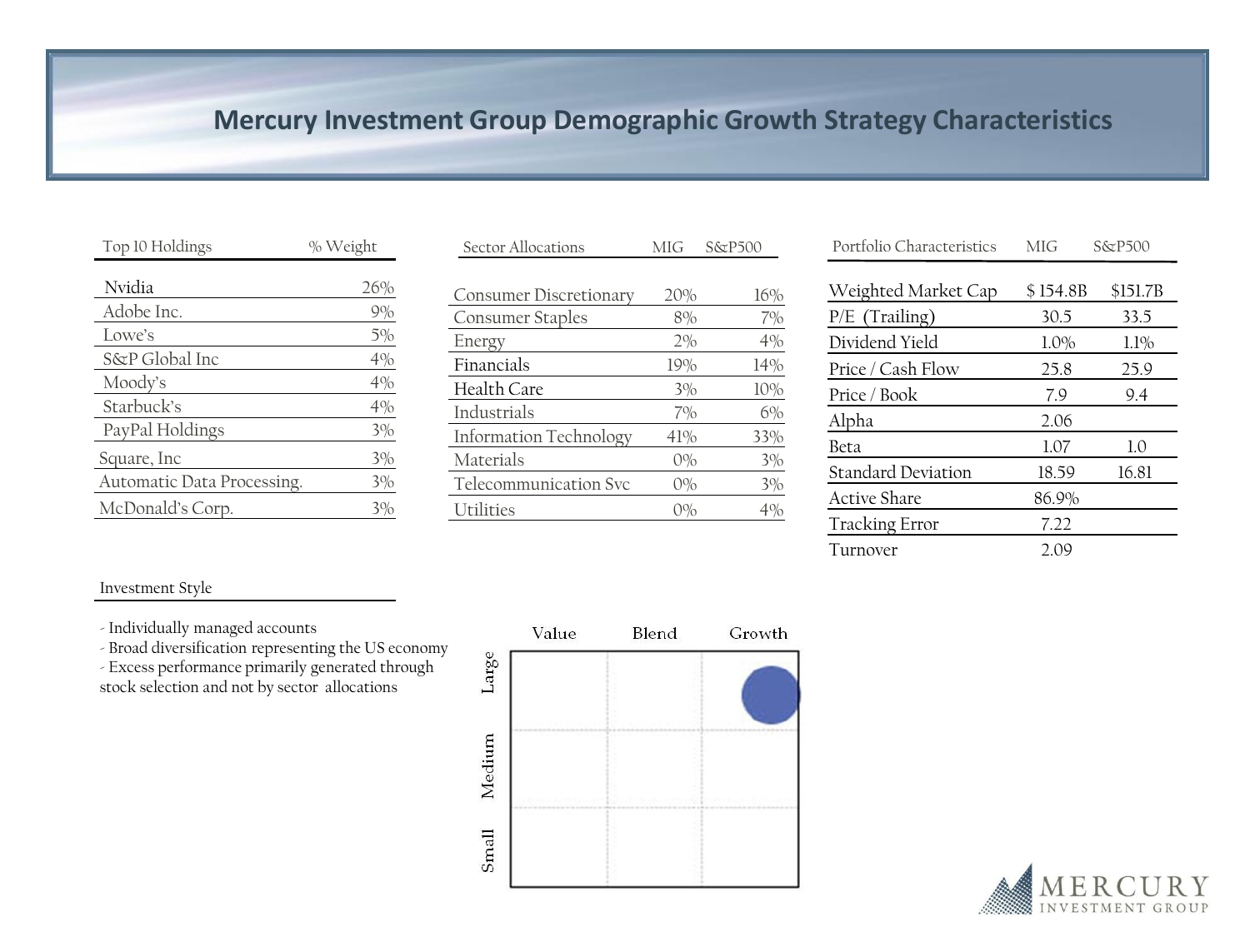# Mercury Investment Group Demographic Growth Strategy Characteristics

| Top 10 Holdings | % Weight |
|---|---|
| Nvidia | 26% |
| Adobe Inc. | 9% |
| Lowe's | 5% |
| S&P Global Inc | 4% |
| Moody's | 4% |
| Starbuck's | 4% |
| PayPal Holdings | 3% |
| Square, Inc | 3% |
| Automatic Data Processing. | 3% |
| McDonald's Corp. | 3% |

| Sector Allocations | MIG | S&P500 |
|---|---|---|
| Consumer Discretionary | 20% | 16% |
| Consumer Staples | 8% | 7% |
| Energy | 2% | 4% |
| Financials | 19% | 14% |
| Health Care | 3% | 10% |
| Industrials | 7% | 6% |
| Information Technology | 41% | 33% |
| Materials | 0% | 3% |
| Telecommunication Svc | 0% | 3% |
| Utilities | 0% | 4% |

| Portfolio Characteristics | MIG | S&P500 |
|---|---|---|
| Weighted Market Cap | $ 154.8B | $151.7B |
| P/E (Trailing) | 30.5 | 33.5 |
| Dividend Yield | 1.0% | 1.1% |
| Price / Cash Flow | 25.8 | 25.9 |
| Price / Book | 7.9 | 9.4 |
| Alpha | 2.06 | |
| Beta | 1.07 | 1.0 |
| Standard Deviation | 18.59 | 16.81 |
| Active Share | 86.9% | |
| Tracking Error | 7.22 | |
| Turnover | 2.09 | |

## Investment Style

- Individually managed accounts
- Broad diversification representing the US economy
- Excess performance primarily generated through stock selection and not by sector allocations

| | Value | Blend | Growth |
|---|---|---|---|
| Large | | | ● |
| Medium | | | |
| Small | | | |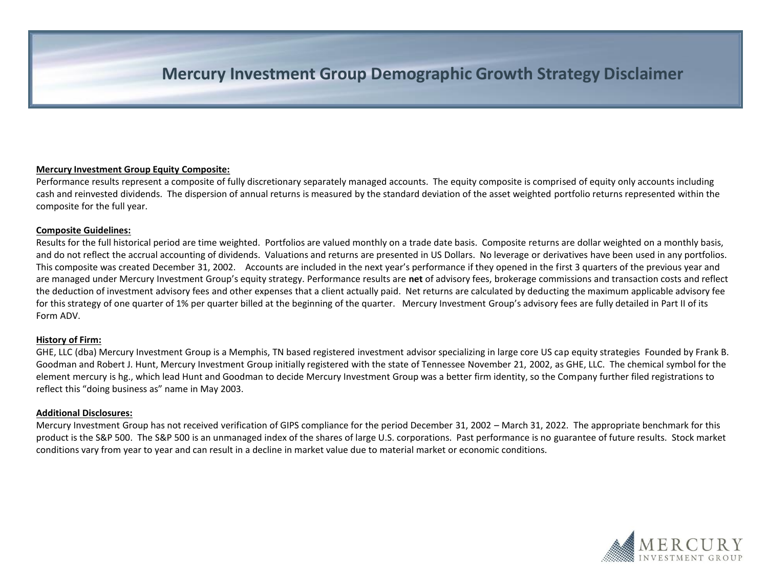# Mercury Investment Group Demographic Growth Strategy Disclaimer

**Mercury Investment Group Equity Composite:**

Performance results represent a composite of fully discretionary separately managed accounts. The equity composite is comprised of equity only accounts including cash and reinvested dividends. The dispersion of annual returns is measured by the standard deviation of the asset weighted portfolio returns represented within the composite for the full year.

**Composite Guidelines:**

Results for the full historical period are time weighted. Portfolios are valued monthly on a trade date basis. Composite returns are dollar weighted on a monthly basis, and do not reflect the accrual accounting of dividends. Valuations and returns are presented in US Dollars. No leverage or derivatives have been used in any portfolios. This composite was created December 31, 2002. Accounts are included in the next year's performance if they opened in the first 3 quarters of the previous year and are managed under Mercury Investment Group's equity strategy. Performance results are **net** of advisory fees, brokerage commissions and transaction costs and reflect the deduction of investment advisory fees and other expenses that a client actually paid. Net returns are calculated by deducting the maximum applicable advisory fee for this strategy of one quarter of 1% per quarter billed at the beginning of the quarter. Mercury Investment Group's advisory fees are fully detailed in Part II of its Form ADV.

**History of Firm:**

GHE, LLC (dba) Mercury Investment Group is a Memphis, TN based registered investment advisor specializing in large core US cap equity strategies Founded by Frank B. Goodman and Robert J. Hunt, Mercury Investment Group initially registered with the state of Tennessee November 21, 2002, as GHE, LLC. The chemical symbol for the element mercury is hg., which lead Hunt and Goodman to decide Mercury Investment Group was a better firm identity, so the Company further filed registrations to reflect this "doing business as" name in May 2003.

**Additional Disclosures:**

Mercury Investment Group has not received verification of GIPS compliance for the period December 31, 2002 – March 31, 2022. The appropriate benchmark for this product is the S&P 500. The S&P 500 is an unmanaged index of the shares of large U.S. corporations. Past performance is no guarantee of future results. Stock market conditions vary from year to year and can result in a decline in market value due to material market or economic conditions.

MERCURY
INVESTMENT GROUP